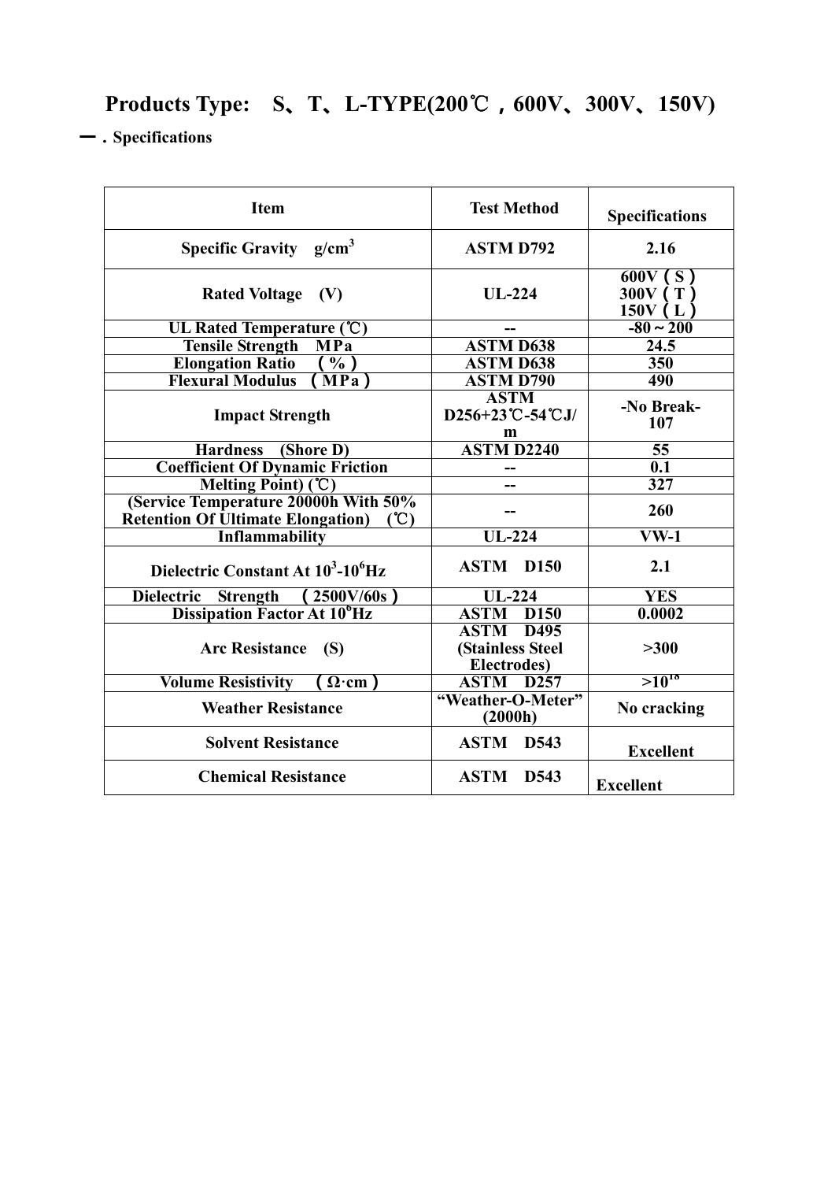# Products Type: S、T、L-TYPE(200℃，600V、300V、150V)

## 一．Specifications

| Item | Test Method | Specifications |
|---|---|---|
| Specific Gravity g/cm$^3$ | ASTM D792 | 2.16 |
| Rated Voltage (V) | UL-224 | 600V（S）<br>300V（T）<br>150V（L） |
| UL Rated Temperature (℃) | -- | -80～200 |
| Tensile Strength MPa | ASTM D638 | 24.5 |
| Elongation Ratio （%） | ASTM D638 | 350 |
| Flexural Modulus （MPa） | ASTM D790 | 490 |
| Impact Strength | ASTM D256+23℃-54℃J/m | -No Break-107 |
| Hardness (Shore D) | ASTM D2240 | 55 |
| Coefficient Of Dynamic Friction | -- | 0.1 |
| Melting Point) (℃) | -- | 327 |
| (Service Temperature 20000h With 50% Retention Of Ultimate Elongation) (℃) | -- | 260 |
| Inflammability | UL-224 | VW-1 |
| Dielectric Constant At $10^3$-$10^6$Hz | ASTM D150 | 2.1 |
| Dielectric Strength （2500V/60s） | UL-224 | YES |
| Dissipation Factor At $10^6$Hz | ASTM D150 | 0.0002 |
| Arc Resistance (S) | ASTM D495 (Stainless Steel Electrodes) | >300 |
| Volume Resistivity （Ω·cm） | ASTM D257 | $>10^{18}$ |
| Weather Resistance | "Weather-O-Meter" (2000h) | No cracking |
| Solvent Resistance | ASTM D543 | Excellent |
| Chemical Resistance | ASTM D543 | Excellent |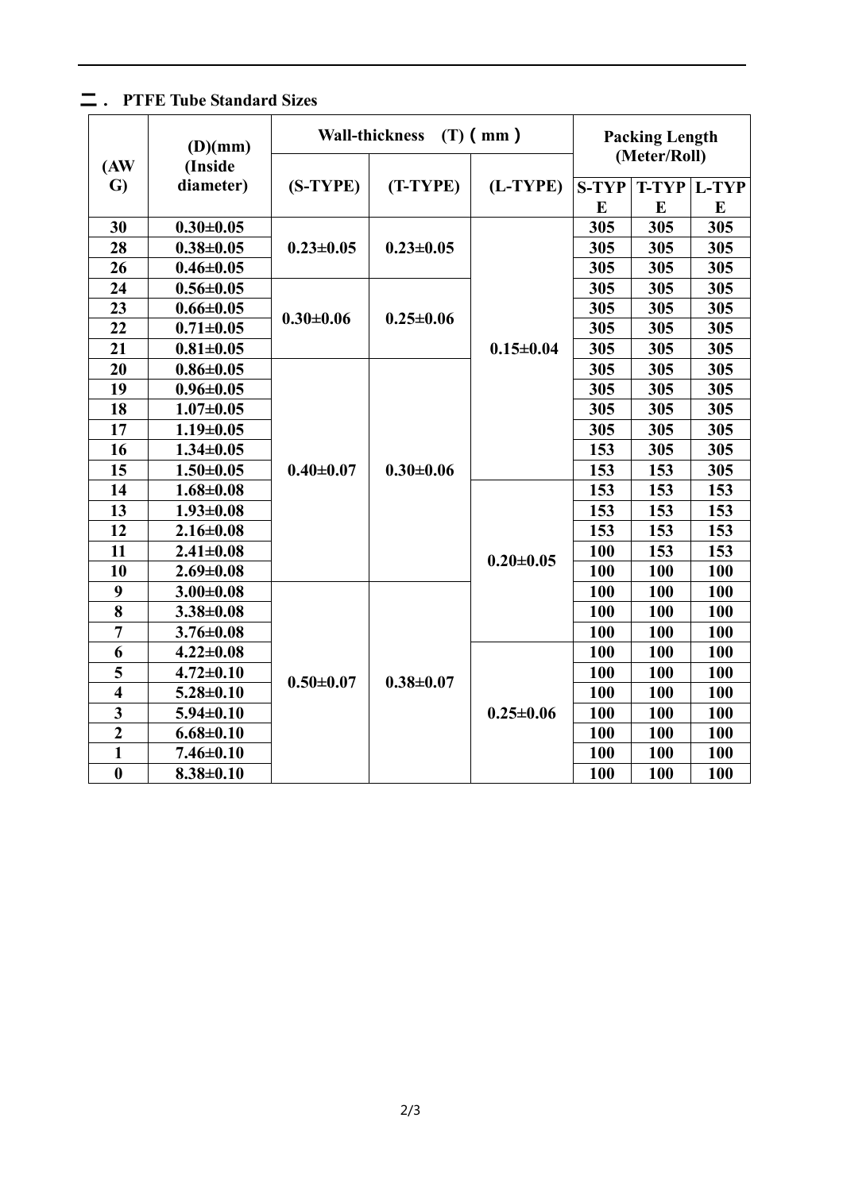## 二． PTFE Tube Standard Sizes

| (AWG) | (D)(mm) (Inside diameter) | Wall-thickness (T)（mm） | | | Packing Length (Meter/Roll) | | |
|---|---|---|---|---|---|---|---|
| | | (S-TYPE) | (T-TYPE) | (L-TYPE) | S-TYPE | T-TYPE | L-TYPE |
| 30 | 0.30±0.05 | 0.23±0.05 | 0.23±0.05 | 0.15±0.04 | 305 | 305 | 305 |
| 28 | 0.38±0.05 | 0.23±0.05 | 0.23±0.05 | 0.15±0.04 | 305 | 305 | 305 |
| 26 | 0.46±0.05 | 0.23±0.05 | 0.23±0.05 | 0.15±0.04 | 305 | 305 | 305 |
| 24 | 0.56±0.05 | 0.30±0.06 | 0.25±0.06 | 0.15±0.04 | 305 | 305 | 305 |
| 23 | 0.66±0.05 | 0.30±0.06 | 0.25±0.06 | 0.15±0.04 | 305 | 305 | 305 |
| 22 | 0.71±0.05 | 0.30±0.06 | 0.25±0.06 | 0.15±0.04 | 305 | 305 | 305 |
| 21 | 0.81±0.05 | 0.30±0.06 | 0.25±0.06 | 0.15±0.04 | 305 | 305 | 305 |
| 20 | 0.86±0.05 | 0.40±0.07 | 0.30±0.06 | 0.15±0.04 | 305 | 305 | 305 |
| 19 | 0.96±0.05 | 0.40±0.07 | 0.30±0.06 | 0.15±0.04 | 305 | 305 | 305 |
| 18 | 1.07±0.05 | 0.40±0.07 | 0.30±0.06 | 0.15±0.04 | 305 | 305 | 305 |
| 17 | 1.19±0.05 | 0.40±0.07 | 0.30±0.06 | 0.15±0.04 | 305 | 305 | 305 |
| 16 | 1.34±0.05 | 0.40±0.07 | 0.30±0.06 | 0.15±0.04 | 153 | 305 | 305 |
| 15 | 1.50±0.05 | 0.40±0.07 | 0.30±0.06 | 0.15±0.04 | 153 | 153 | 305 |
| 14 | 1.68±0.08 | 0.40±0.07 | 0.30±0.06 | 0.20±0.05 | 153 | 153 | 153 |
| 13 | 1.93±0.08 | 0.40±0.07 | 0.30±0.06 | 0.20±0.05 | 153 | 153 | 153 |
| 12 | 2.16±0.08 | 0.40±0.07 | 0.30±0.06 | 0.20±0.05 | 153 | 153 | 153 |
| 11 | 2.41±0.08 | 0.40±0.07 | 0.30±0.06 | 0.20±0.05 | 100 | 153 | 153 |
| 10 | 2.69±0.08 | 0.40±0.07 | 0.30±0.06 | 0.20±0.05 | 100 | 100 | 100 |
| 9 | 3.00±0.08 | 0.50±0.07 | 0.38±0.07 | 0.20±0.05 | 100 | 100 | 100 |
| 8 | 3.38±0.08 | 0.50±0.07 | 0.38±0.07 | 0.20±0.05 | 100 | 100 | 100 |
| 7 | 3.76±0.08 | 0.50±0.07 | 0.38±0.07 | 0.20±0.05 | 100 | 100 | 100 |
| 6 | 4.22±0.08 | 0.50±0.07 | 0.38±0.07 | 0.25±0.06 | 100 | 100 | 100 |
| 5 | 4.72±0.10 | 0.50±0.07 | 0.38±0.07 | 0.25±0.06 | 100 | 100 | 100 |
| 4 | 5.28±0.10 | 0.50±0.07 | 0.38±0.07 | 0.25±0.06 | 100 | 100 | 100 |
| 3 | 5.94±0.10 | 0.50±0.07 | 0.38±0.07 | 0.25±0.06 | 100 | 100 | 100 |
| 2 | 6.68±0.10 | 0.50±0.07 | 0.38±0.07 | 0.25±0.06 | 100 | 100 | 100 |
| 1 | 7.46±0.10 | 0.50±0.07 | 0.38±0.07 | 0.25±0.06 | 100 | 100 | 100 |
| 0 | 8.38±0.10 | 0.50±0.07 | 0.38±0.07 | 0.25±0.06 | 100 | 100 | 100 |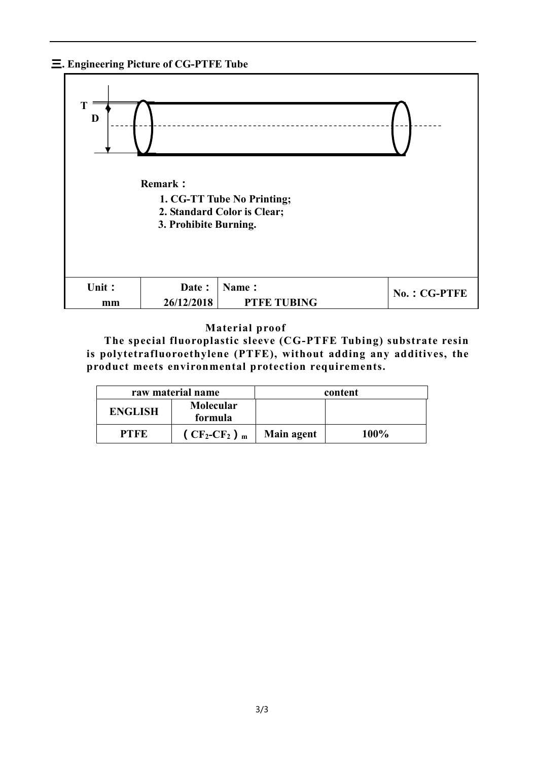## 三. Engineering Picture of CG-PTFE Tube

T

D

**Remark：**

1. CG-TT Tube No Printing;
2. Standard Color is Clear;
3. Prohibite Burning.

| Unit： mm | Date： 26/12/2018 | Name： PTFE TUBING | No.：CG-PTFE |
|---|---|---|---|

**Material proof**

**The special fluoroplastic sleeve (CG-PTFE Tubing) substrate resin is polytetrafluoroethylene (PTFE), without adding any additives, the product meets environmental protection requirements.**

| raw material name | | content | |
|---|---|---|---|
| ENGLISH | Molecular formula | | |
| PTFE | $(CF_2\text{-}CF_2)_m$ | Main agent | 100% |